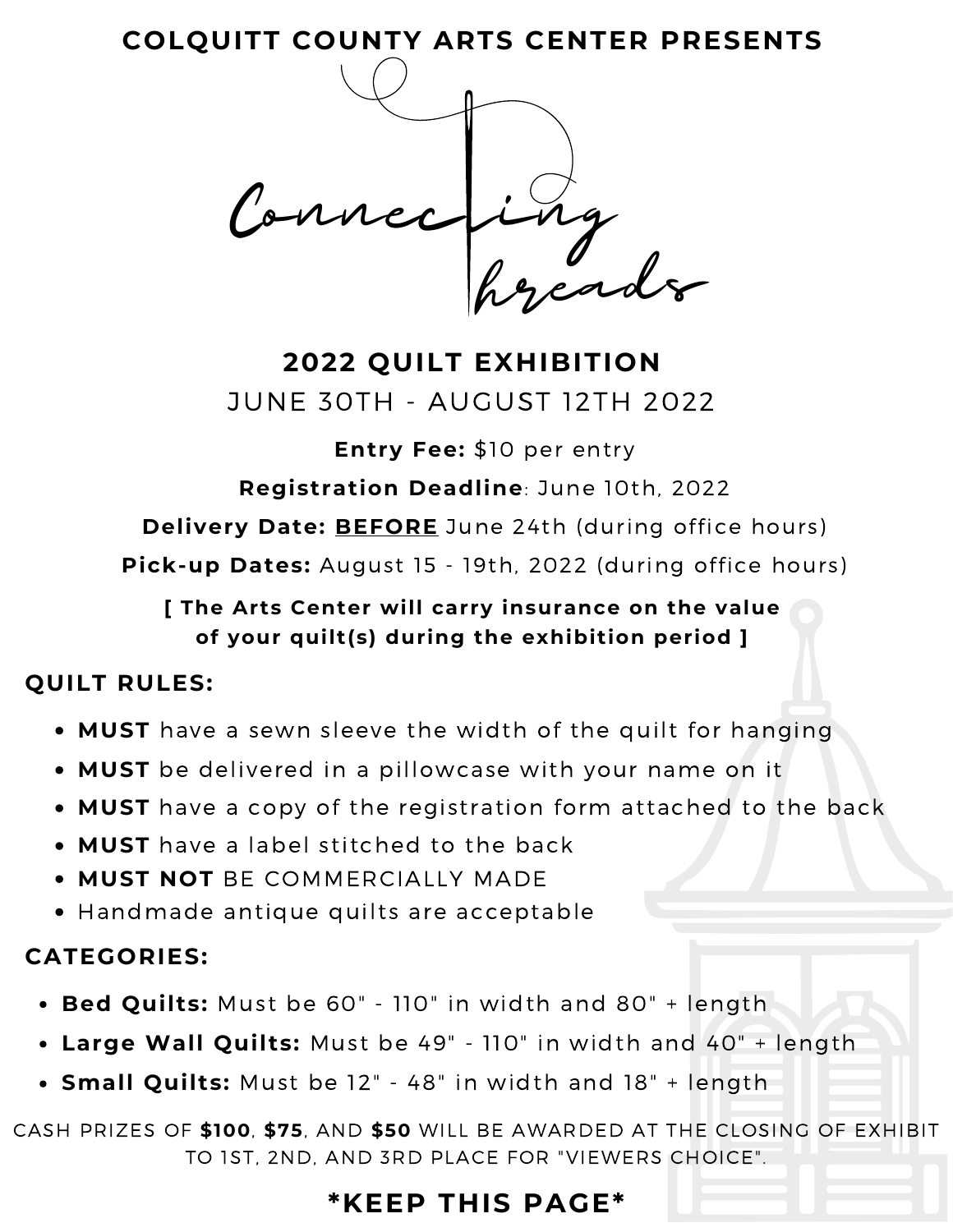**COLQUITT COUNTY ARTS CENTER PRESENTS**

# Connecting Threads

## 2022 QUILT EXHIBITION

JUNE 30TH - AUGUST 12TH 2022

**Entry Fee:** $10 per entry

**Registration Deadline**: June 10th, 2022

**Delivery Date:** **BEFORE** June 24th (during office hours)

**Pick-up Dates:** August 15 - 19th, 2022 (during office hours)

**[ The Arts Center will carry insurance on the value of your quilt(s) during the exhibition period ]**

### QUILT RULES:

- **MUST** have a sewn sleeve the width of the quilt for hanging
- **MUST** be delivered in a pillowcase with your name on it
- **MUST** have a copy of the registration form attached to the back
- **MUST** have a label stitched to the back
- **MUST NOT** BE COMMERCIALLY MADE
- Handmade antique quilts are acceptable

### CATEGORIES:

- **Bed Quilts:** Must be 60" - 110" in width and 80" + length
- **Large Wall Quilts:** Must be 49" - 110" in width and 40" + length
- **Small Quilts:** Must be 12" - 48" in width and 18" + length

CASH PRIZES OF **$100**, **$75**, AND **$50** WILL BE AWARDED AT THE CLOSING OF EXHIBIT TO 1ST, 2ND, AND 3RD PLACE FOR "VIEWERS CHOICE".

**\*KEEP THIS PAGE\***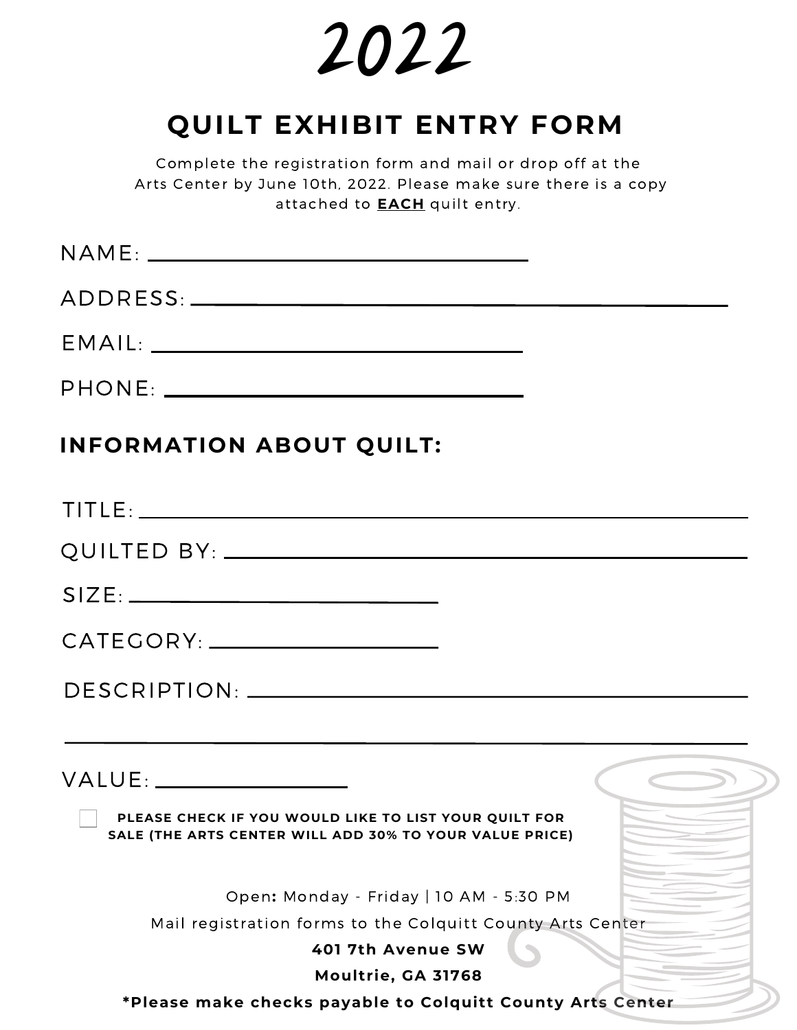# 2022

## QUILT EXHIBIT ENTRY FORM

Complete the registration form and mail or drop off at the Arts Center by June 10th, 2022. Please make sure there is a copy attached to **EACH** quilt entry.

NAME: ______________________________

ADDRESS: ______________________________

EMAIL: ______________________________

PHONE: ______________________________

### INFORMATION ABOUT QUILT:

TITLE: ______________________________

QUILTED BY: ______________________________

SIZE: ______________________________

CATEGORY: ______________________________

DESCRIPTION: ______________________________

______________________________

VALUE: ______________________________

☐ **PLEASE CHECK IF YOU WOULD LIKE TO LIST YOUR QUILT FOR SALE (THE ARTS CENTER WILL ADD 30% TO YOUR VALUE PRICE)**

Open**:** Monday - Friday | 10 AM - 5:30 PM

Mail registration forms to the Colquitt County Arts Center

**401 7th Avenue SW**

**Moultrie, GA 31768**

***Please make checks payable to Colquitt County Arts Center**